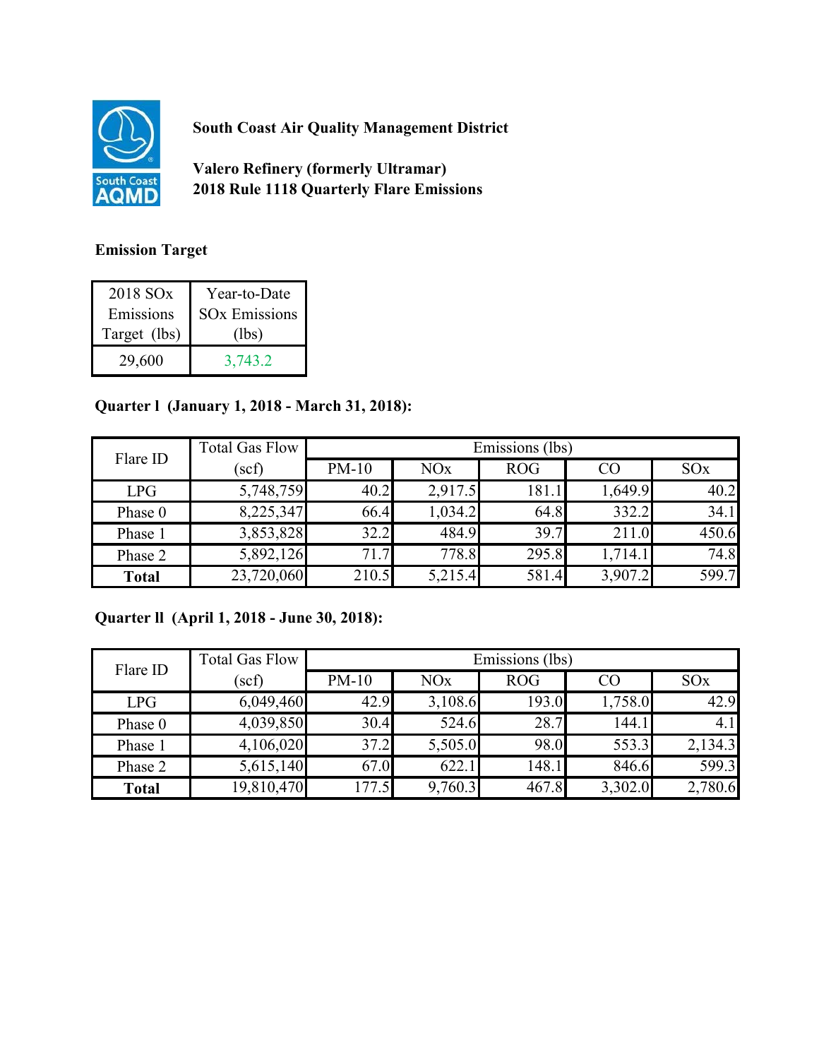**South Coast Air Quality Management District**

**Valero Refinery (formerly Ultramar)**
**2018 Rule 1118 Quarterly Flare Emissions**

**Emission Target**

| 2018 SOx Emissions Target (lbs) | Year-to-Date SOx Emissions (lbs) |
|---|---|
| 29,600 | 3,743.2 |

**Quarter l (January 1, 2018 - March 31, 2018):**

| Flare ID | Total Gas Flow (scf) | Emissions (lbs) | | | | |
|---|---|---|---|---|---|---|
| | | PM-10 | NOx | ROG | CO | SOx |
| LPG | 5,748,759 | 40.2 | 2,917.5 | 181.1 | 1,649.9 | 40.2 |
| Phase 0 | 8,225,347 | 66.4 | 1,034.2 | 64.8 | 332.2 | 34.1 |
| Phase 1 | 3,853,828 | 32.2 | 484.9 | 39.7 | 211.0 | 450.6 |
| Phase 2 | 5,892,126 | 71.7 | 778.8 | 295.8 | 1,714.1 | 74.8 |
| **Total** | 23,720,060 | 210.5 | 5,215.4 | 581.4 | 3,907.2 | 599.7 |

**Quarter ll (April 1, 2018 - June 30, 2018):**

| Flare ID | Total Gas Flow (scf) | Emissions (lbs) | | | | |
|---|---|---|---|---|---|---|
| | | PM-10 | NOx | ROG | CO | SOx |
| LPG | 6,049,460 | 42.9 | 3,108.6 | 193.0 | 1,758.0 | 42.9 |
| Phase 0 | 4,039,850 | 30.4 | 524.6 | 28.7 | 144.1 | 4.1 |
| Phase 1 | 4,106,020 | 37.2 | 5,505.0 | 98.0 | 553.3 | 2,134.3 |
| Phase 2 | 5,615,140 | 67.0 | 622.1 | 148.1 | 846.6 | 599.3 |
| **Total** | 19,810,470 | 177.5 | 9,760.3 | 467.8 | 3,302.0 | 2,780.6 |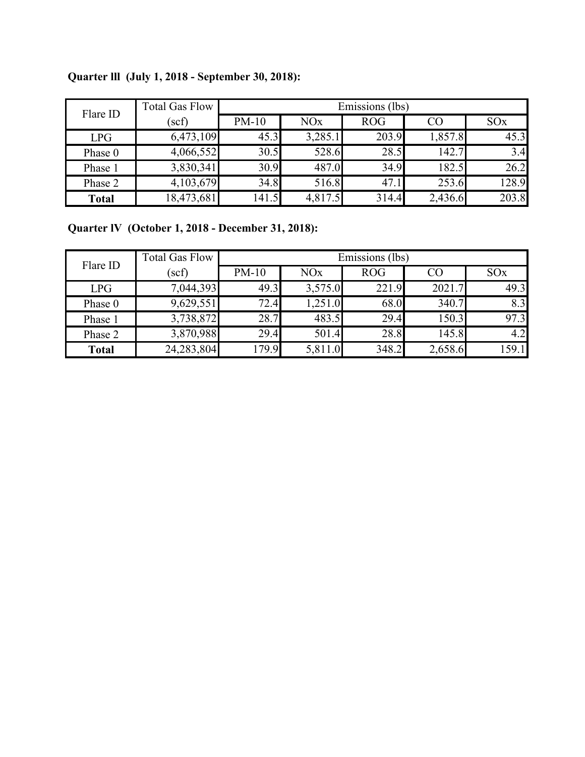**Quarter lll (July 1, 2018 - September 30, 2018):**

| Flare ID | Total Gas Flow | Emissions (lbs) | | | | |
|---|---|---|---|---|---|---|
| | (scf) | PM-10 | NOx | ROG | CO | SOx |
| LPG | 6,473,109 | 45.3 | 3,285.1 | 203.9 | 1,857.8 | 45.3 |
| Phase 0 | 4,066,552 | 30.5 | 528.6 | 28.5 | 142.7 | 3.4 |
| Phase 1 | 3,830,341 | 30.9 | 487.0 | 34.9 | 182.5 | 26.2 |
| Phase 2 | 4,103,679 | 34.8 | 516.8 | 47.1 | 253.6 | 128.9 |
| **Total** | 18,473,681 | 141.5 | 4,817.5 | 314.4 | 2,436.6 | 203.8 |

**Quarter lV (October 1, 2018 - December 31, 2018):**

| Flare ID | Total Gas Flow | Emissions (lbs) | | | | |
|---|---|---|---|---|---|---|
| | (scf) | PM-10 | NOx | ROG | CO | SOx |
| LPG | 7,044,393 | 49.3 | 3,575.0 | 221.9 | 2021.7 | 49.3 |
| Phase 0 | 9,629,551 | 72.4 | 1,251.0 | 68.0 | 340.7 | 8.3 |
| Phase 1 | 3,738,872 | 28.7 | 483.5 | 29.4 | 150.3 | 97.3 |
| Phase 2 | 3,870,988 | 29.4 | 501.4 | 28.8 | 145.8 | 4.2 |
| **Total** | 24,283,804 | 179.9 | 5,811.0 | 348.2 | 2,658.6 | 159.1 |